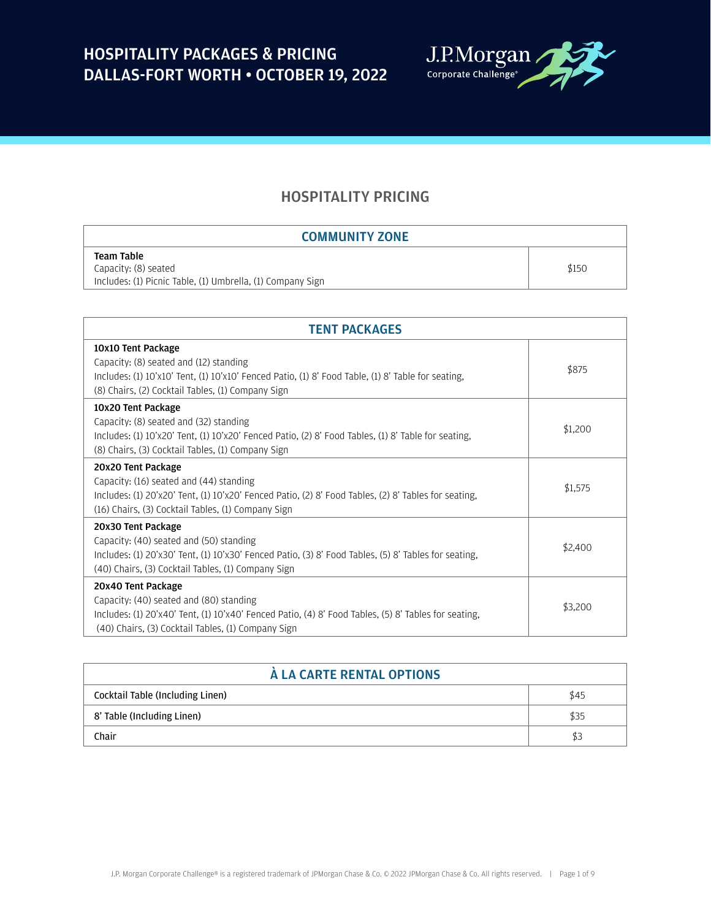# HOSPITALITY PACKAGES & PRICING
# DALLAS-FORT WORTH • OCTOBER 19, 2022

J.P.Morgan Corporate Challenge®

## HOSPITALITY PRICING

| COMMUNITY ZONE | |
|---|---|
| **Team Table**<br>Capacity: (8) seated<br>Includes: (1) Picnic Table, (1) Umbrella, (1) Company Sign | $150 |

| TENT PACKAGES | |
|---|---|
| **10x10 Tent Package**<br>Capacity: (8) seated and (12) standing<br>Includes: (1) 10'x10' Tent, (1) 10'x10' Fenced Patio, (1) 8' Food Table, (1) 8' Table for seating, (8) Chairs, (2) Cocktail Tables, (1) Company Sign | $875 |
| **10x20 Tent Package**<br>Capacity: (8) seated and (32) standing<br>Includes: (1) 10'x20' Tent, (1) 10'x20' Fenced Patio, (2) 8' Food Tables, (1) 8' Table for seating, (8) Chairs, (3) Cocktail Tables, (1) Company Sign | $1,200 |
| **20x20 Tent Package**<br>Capacity: (16) seated and (44) standing<br>Includes: (1) 20'x20' Tent, (1) 10'x20' Fenced Patio, (2) 8' Food Tables, (2) 8' Tables for seating, (16) Chairs, (3) Cocktail Tables, (1) Company Sign | $1,575 |
| **20x30 Tent Package**<br>Capacity: (40) seated and (50) standing<br>Includes: (1) 20'x30' Tent, (1) 10'x30' Fenced Patio, (3) 8' Food Tables, (5) 8' Tables for seating, (40) Chairs, (3) Cocktail Tables, (1) Company Sign | $2,400 |
| **20x40 Tent Package**<br>Capacity: (40) seated and (80) standing<br>Includes: (1) 20'x40' Tent, (1) 10'x40' Fenced Patio, (4) 8' Food Tables, (5) 8' Tables for seating, (40) Chairs, (3) Cocktail Tables, (1) Company Sign | $3,200 |

| À LA CARTE RENTAL OPTIONS | |
|---|---|
| Cocktail Table (Including Linen) | $45 |
| 8' Table (Including Linen) | $35 |
| Chair | $3 |

J.P. Morgan Corporate Challenge® is a registered trademark of JPMorgan Chase & Co. © 2022 JPMorgan Chase & Co. All rights reserved.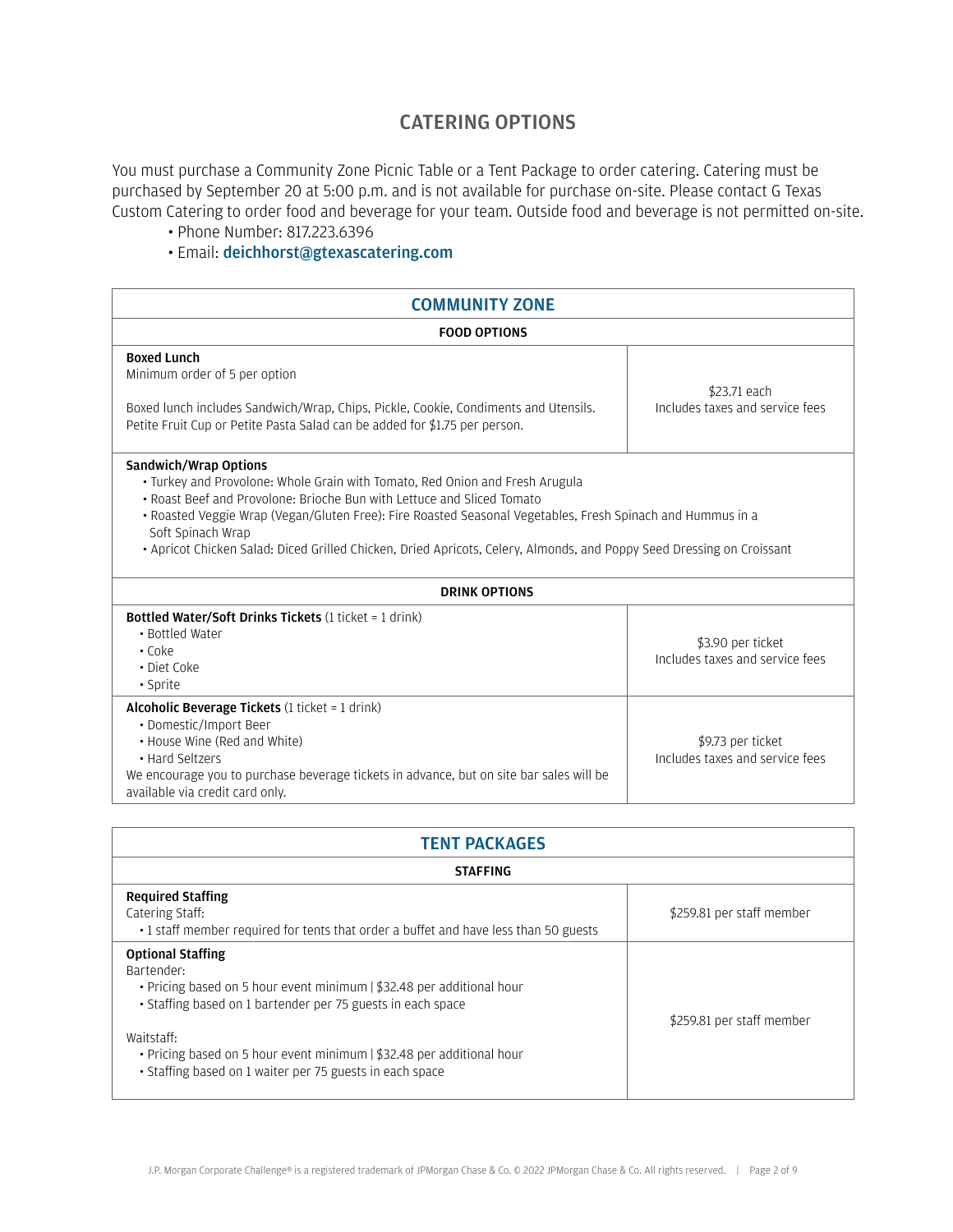## CATERING OPTIONS

You must purchase a Community Zone Picnic Table or a Tent Package to order catering. Catering must be purchased by September 20 at 5:00 p.m. and is not available for purchase on-site. Please contact G Texas Custom Catering to order food and beverage for your team. Outside food and beverage is not permitted on-site.

- Phone Number: 817.223.6396
- Email: deichhorst@gtexascatering.com

### COMMUNITY ZONE

**FOOD OPTIONS**

| Item | Price |
|---|---|
| **Boxed Lunch**<br>Minimum order of 5 per option<br><br>Boxed lunch includes Sandwich/Wrap, Chips, Pickle, Cookie, Condiments and Utensils. Petite Fruit Cup or Petite Pasta Salad can be added for $1.75 per person. | $23.71 each<br>Includes taxes and service fees |

**Sandwich/Wrap Options**

- Turkey and Provolone: Whole Grain with Tomato, Red Onion and Fresh Arugula
- Roast Beef and Provolone: Brioche Bun with Lettuce and Sliced Tomato
- Roasted Veggie Wrap (Vegan/Gluten Free): Fire Roasted Seasonal Vegetables, Fresh Spinach and Hummus in a Soft Spinach Wrap
- Apricot Chicken Salad: Diced Grilled Chicken, Dried Apricots, Celery, Almonds, and Poppy Seed Dressing on Croissant

**DRINK OPTIONS**

| Item | Price |
|---|---|
| **Bottled Water/Soft Drinks Tickets** (1 ticket = 1 drink)<br>• Bottled Water<br>• Coke<br>• Diet Coke<br>• Sprite | $3.90 per ticket<br>Includes taxes and service fees |
| **Alcoholic Beverage Tickets** (1 ticket = 1 drink)<br>• Domestic/Import Beer<br>• House Wine (Red and White)<br>• Hard Seltzers<br>We encourage you to purchase beverage tickets in advance, but on site bar sales will be available via credit card only. | $9.73 per ticket<br>Includes taxes and service fees |

### TENT PACKAGES

**STAFFING**

| Item | Price |
|---|---|
| **Required Staffing**<br>Catering Staff:<br>• 1 staff member required for tents that order a buffet and have less than 50 guests | $259.81 per staff member |
| **Optional Staffing**<br>Bartender:<br>• Pricing based on 5 hour event minimum \| $32.48 per additional hour<br>• Staffing based on 1 bartender per 75 guests in each space<br><br>Waitstaff:<br>• Pricing based on 5 hour event minimum \| $32.48 per additional hour<br>• Staffing based on 1 waiter per 75 guests in each space | $259.81 per staff member |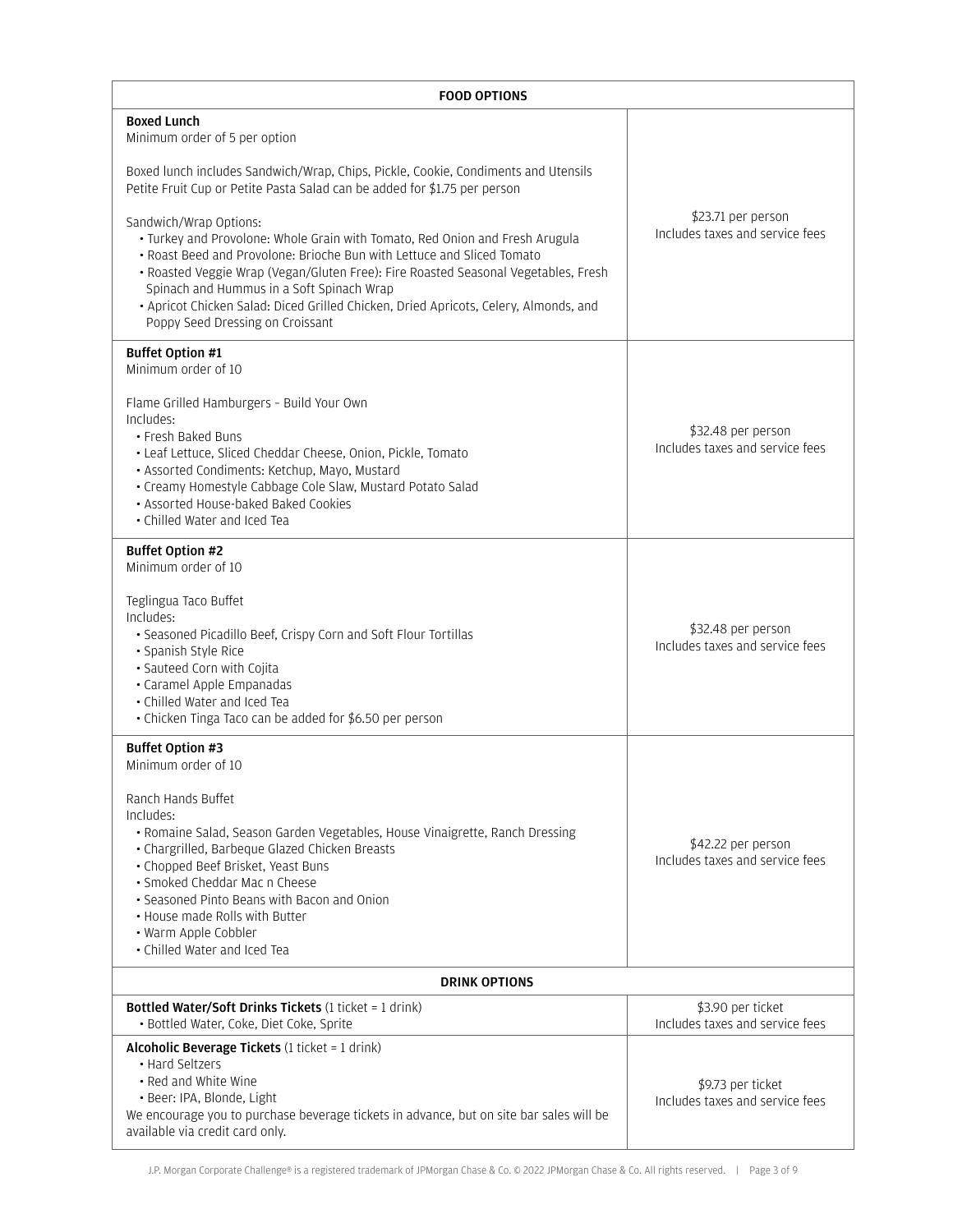| FOOD OPTIONS | |
|---|---|
| **Boxed Lunch**<br>Minimum order of 5 per option<br><br>Boxed lunch includes Sandwich/Wrap, Chips, Pickle, Cookie, Condiments and Utensils<br>Petite Fruit Cup or Petite Pasta Salad can be added for $1.75 per person<br><br>Sandwich/Wrap Options:<br>• Turkey and Provolone: Whole Grain with Tomato, Red Onion and Fresh Arugula<br>• Roast Beed and Provolone: Brioche Bun with Lettuce and Sliced Tomato<br>• Roasted Veggie Wrap (Vegan/Gluten Free): Fire Roasted Seasonal Vegetables, Fresh Spinach and Hummus in a Soft Spinach Wrap<br>• Apricot Chicken Salad: Diced Grilled Chicken, Dried Apricots, Celery, Almonds, and Poppy Seed Dressing on Croissant | $23.71 per person<br>Includes taxes and service fees |
| **Buffet Option #1**<br>Minimum order of 10<br><br>Flame Grilled Hamburgers - Build Your Own<br>Includes:<br>• Fresh Baked Buns<br>• Leaf Lettuce, Sliced Cheddar Cheese, Onion, Pickle, Tomato<br>• Assorted Condiments: Ketchup, Mayo, Mustard<br>• Creamy Homestyle Cabbage Cole Slaw, Mustard Potato Salad<br>• Assorted House-baked Baked Cookies<br>• Chilled Water and Iced Tea | $32.48 per person<br>Includes taxes and service fees |
| **Buffet Option #2**<br>Minimum order of 10<br><br>Teglingua Taco Buffet<br>Includes:<br>• Seasoned Picadillo Beef, Crispy Corn and Soft Flour Tortillas<br>• Spanish Style Rice<br>• Sauteed Corn with Cojita<br>• Caramel Apple Empanadas<br>• Chilled Water and Iced Tea<br>• Chicken Tinga Taco can be added for $6.50 per person | $32.48 per person<br>Includes taxes and service fees |
| **Buffet Option #3**<br>Minimum order of 10<br><br>Ranch Hands Buffet<br>Includes:<br>• Romaine Salad, Season Garden Vegetables, House Vinaigrette, Ranch Dressing<br>• Chargrilled, Barbeque Glazed Chicken Breasts<br>• Chopped Beef Brisket, Yeast Buns<br>• Smoked Cheddar Mac n Cheese<br>• Seasoned Pinto Beans with Bacon and Onion<br>• House made Rolls with Butter<br>• Warm Apple Cobbler<br>• Chilled Water and Iced Tea | $42.22 per person<br>Includes taxes and service fees |
| **DRINK OPTIONS** | |
| **Bottled Water/Soft Drinks Tickets** (1 ticket = 1 drink)<br>• Bottled Water, Coke, Diet Coke, Sprite | $3.90 per ticket<br>Includes taxes and service fees |
| **Alcoholic Beverage Tickets** (1 ticket = 1 drink)<br>• Hard Seltzers<br>• Red and White Wine<br>• Beer: IPA, Blonde, Light<br>We encourage you to purchase beverage tickets in advance, but on site bar sales will be available via credit card only. | $9.73 per ticket<br>Includes taxes and service fees |

J.P. Morgan Corporate Challenge® is a registered trademark of JPMorgan Chase & Co. © 2022 JPMorgan Chase & Co. All rights reserved.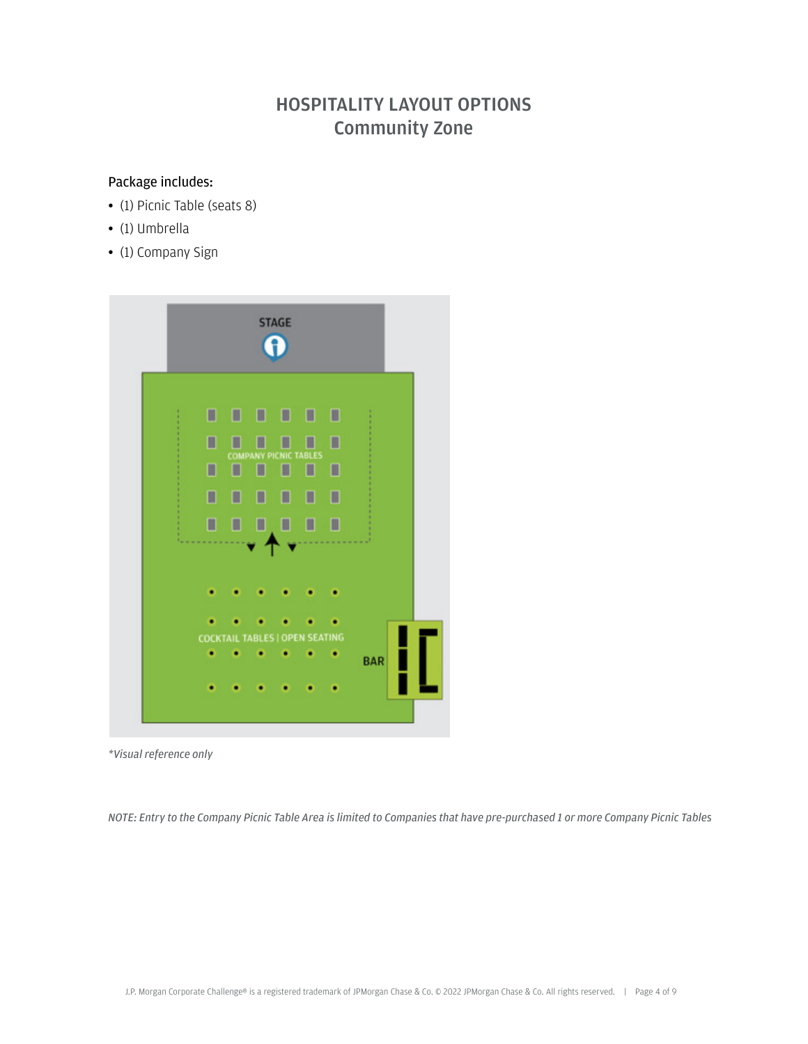# HOSPITALITY LAYOUT OPTIONS
## Community Zone

Package includes:

- (1) Picnic Table (seats 8)
- (1) Umbrella
- (1) Company Sign

STAGE

COMPANY PICNIC TABLES

COCKTAIL TABLES | OPEN SEATING

BAR

*\*Visual reference only*

*NOTE: Entry to the Company Picnic Table Area is limited to Companies that have pre-purchased 1 or more Company Picnic Tables*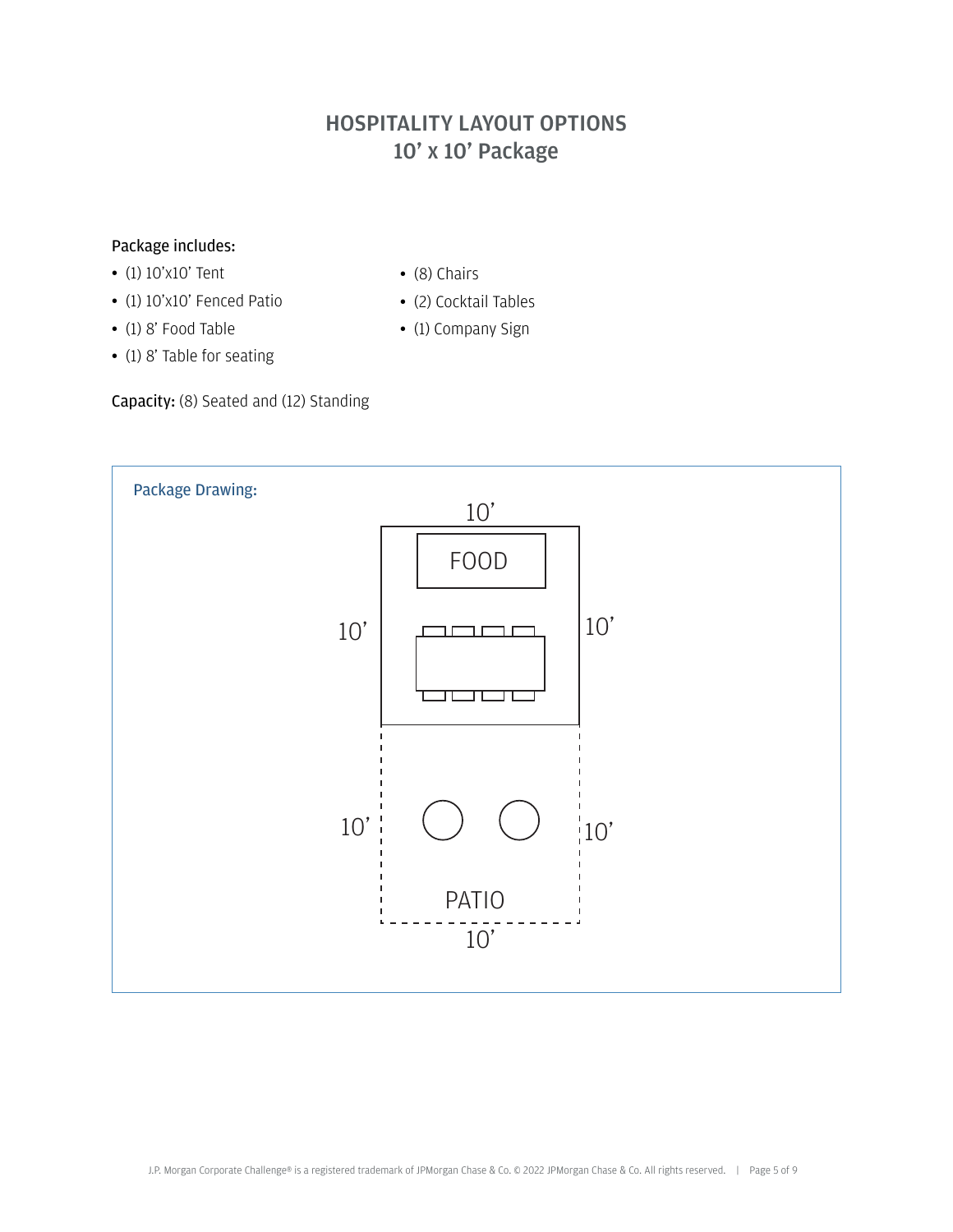# HOSPITALITY LAYOUT OPTIONS
## 10’ x 10’ Package

Package includes:

- (1) 10’x10’ Tent
- (1) 10’x10’ Fenced Patio
- (1) 8’ Food Table
- (1) 8’ Table for seating
- (8) Chairs
- (2) Cocktail Tables
- (1) Company Sign

**Capacity:** (8) Seated and (12) Standing

Package Drawing:

10’

FOOD

10’ 10’

10’ 10’

PATIO

10’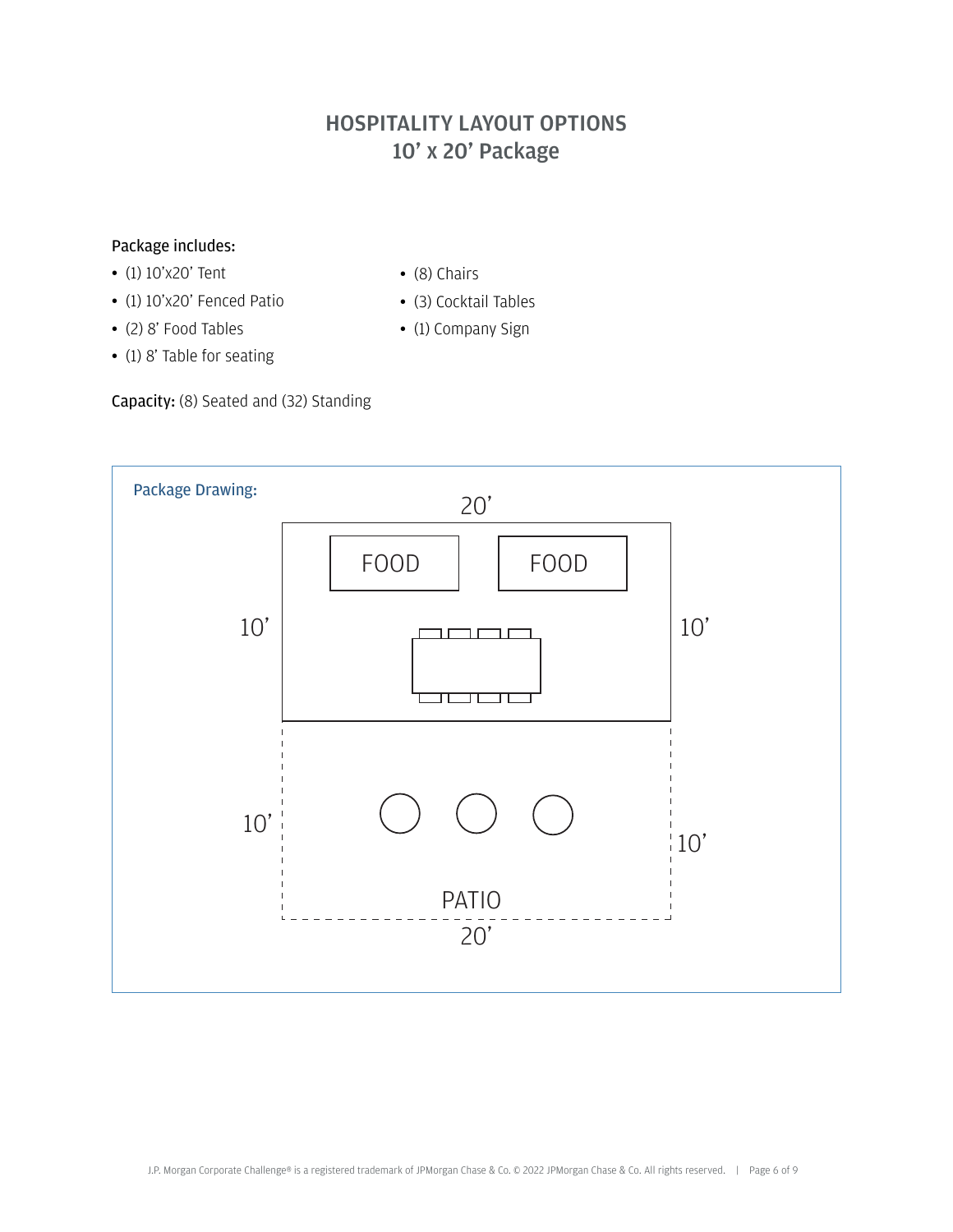# HOSPITALITY LAYOUT OPTIONS
## 10’ x 20’ Package

Package includes:

- (1) 10’x20’ Tent
- (1) 10’x20’ Fenced Patio
- (2) 8’ Food Tables
- (1) 8’ Table for seating
- (8) Chairs
- (3) Cocktail Tables
- (1) Company Sign

**Capacity:** (8) Seated and (32) Standing

Package Drawing:

20’

FOOD FOOD

10’ 10’

10’ 10’

PATIO

20’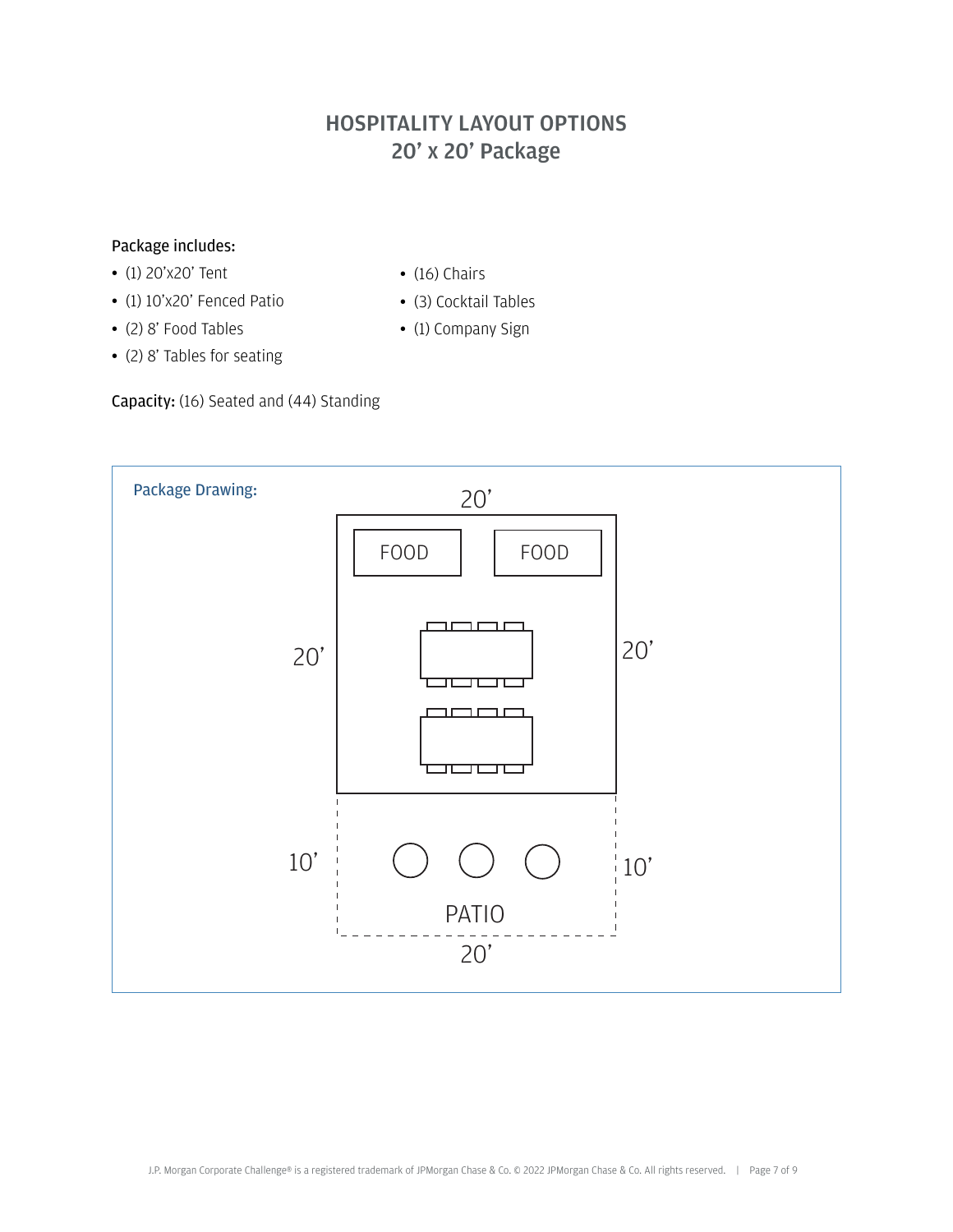# HOSPITALITY LAYOUT OPTIONS
## 20' x 20' Package

**Package includes:**

- (1) 20'x20' Tent
- (1) 10'x20' Fenced Patio
- (2) 8' Food Tables
- (2) 8' Tables for seating
- (16) Chairs
- (3) Cocktail Tables
- (1) Company Sign

**Capacity:** (16) Seated and (44) Standing

Package Drawing:

20'

FOOD FOOD

20' 20'

10' 10'

PATIO

20'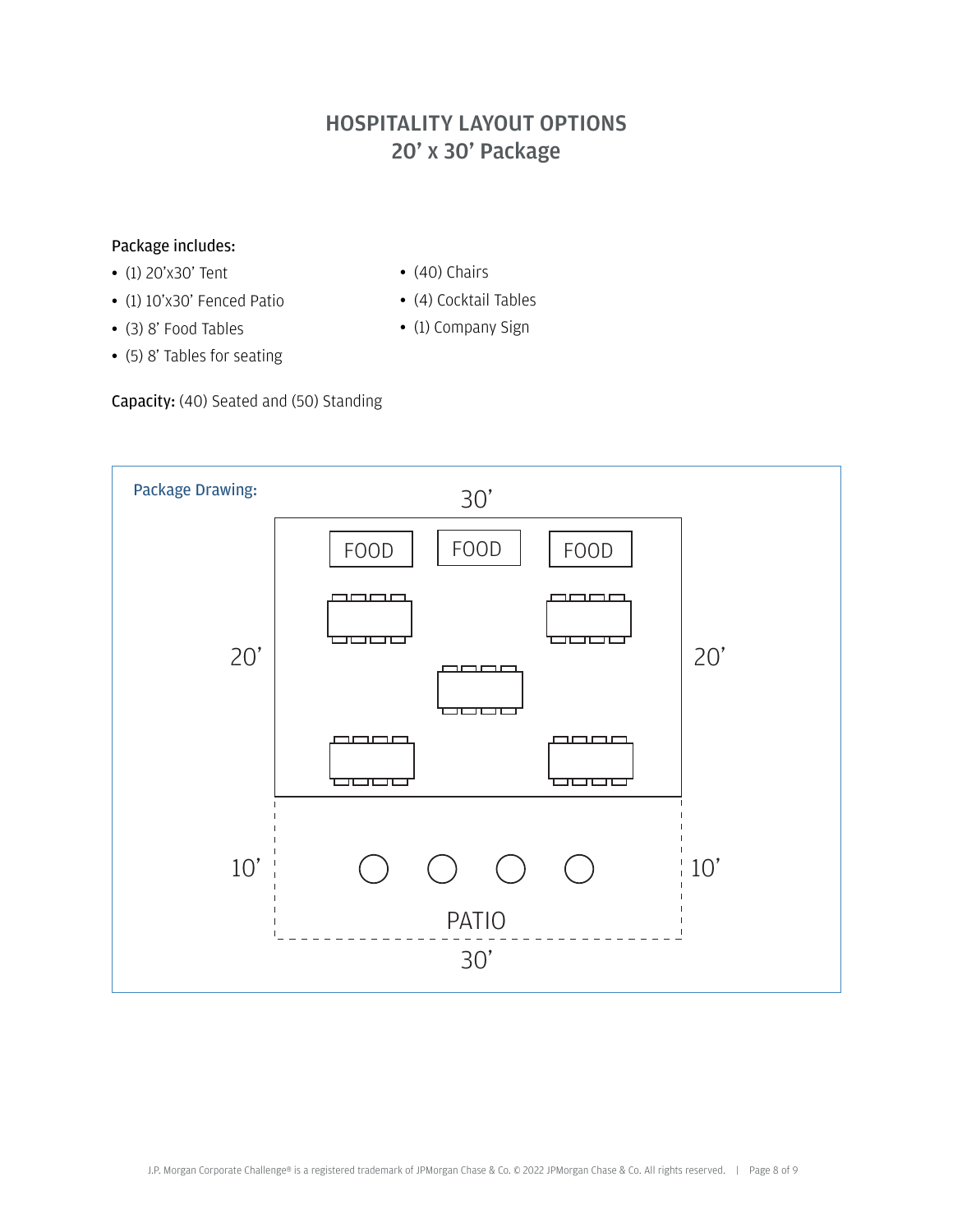# HOSPITALITY LAYOUT OPTIONS
## 20' x 30' Package

Package includes:

- (1) 20'x30' Tent
- (1) 10'x30' Fenced Patio
- (3) 8' Food Tables
- (5) 8' Tables for seating
- (40) Chairs
- (4) Cocktail Tables
- (1) Company Sign

**Capacity:** (40) Seated and (50) Standing

Package Drawing:

30'

FOOD FOOD FOOD

20' 20'

10' 10'

PATIO

30'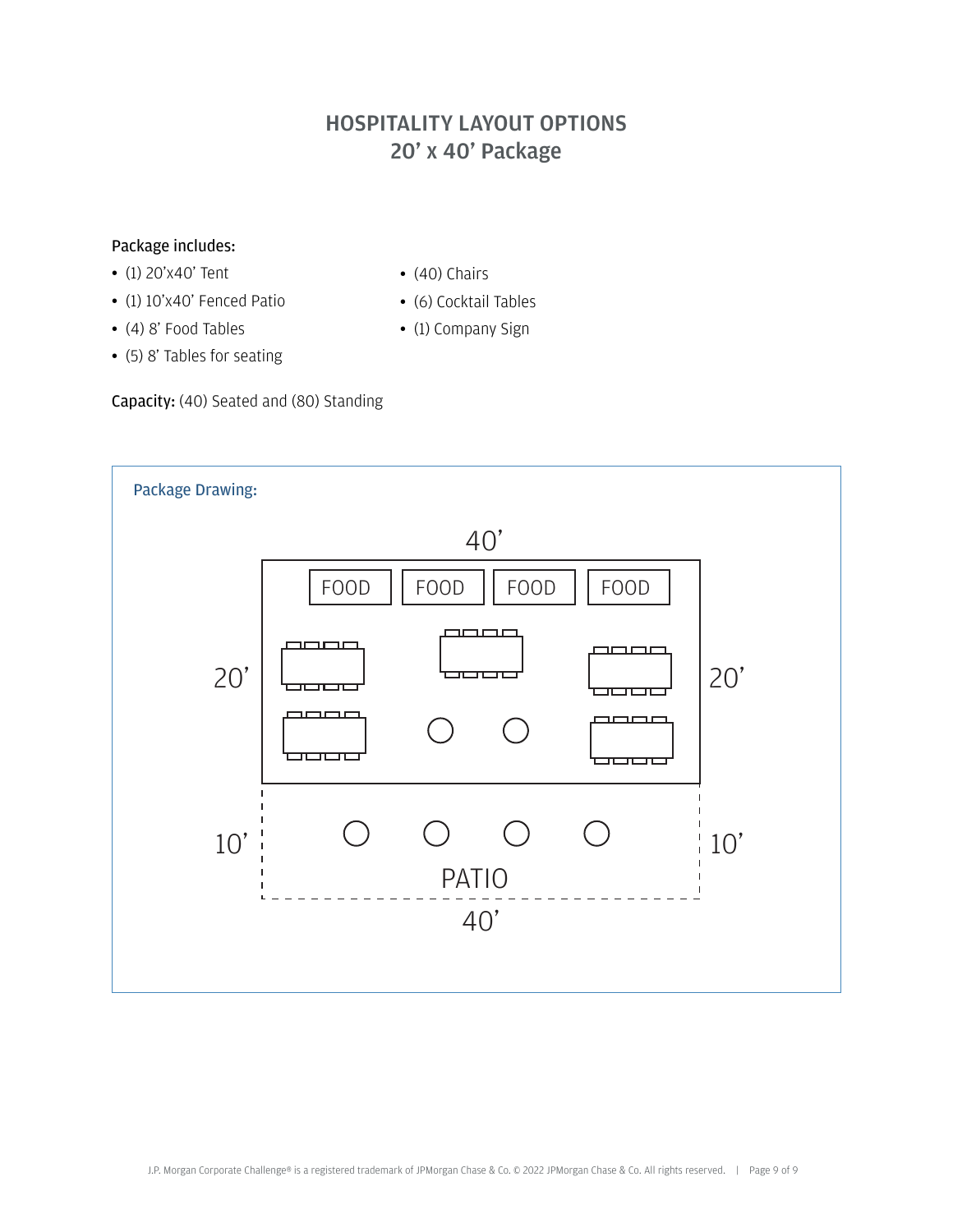# HOSPITALITY LAYOUT OPTIONS
## 20' x 40' Package

Package includes:

- (1) 20'x40' Tent
- (1) 10'x40' Fenced Patio
- (4) 8' Food Tables
- (5) 8' Tables for seating
- (40) Chairs
- (6) Cocktail Tables
- (1) Company Sign

**Capacity:** (40) Seated and (80) Standing

Package Drawing:

40'

FOOD FOOD FOOD FOOD

20' 20'

10' 10'

PATIO

40'